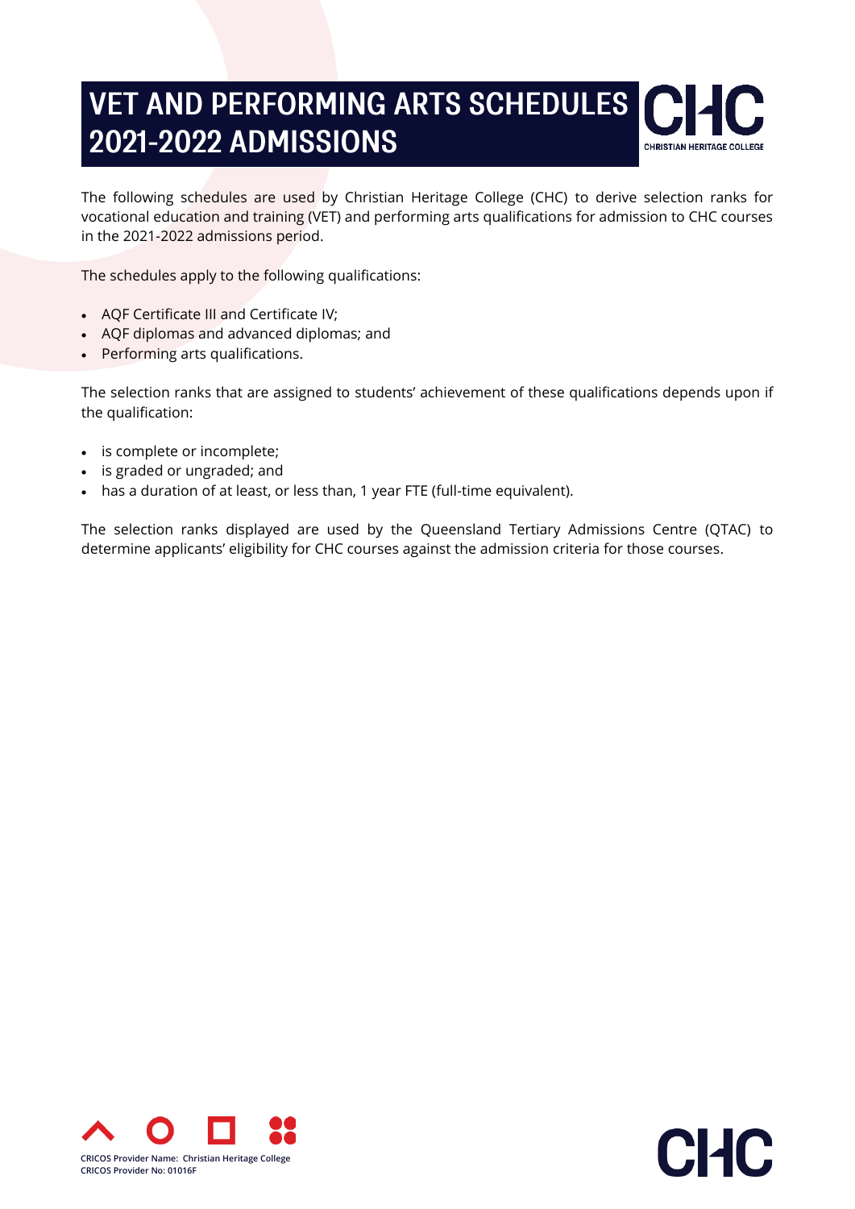# VET AND PERFORMING ARTS SCHEDULES 2021-2022 ADMISSIONS

The following schedules are used by Christian Heritage College (CHC) to derive selection ranks for vocational education and training (VET) and performing arts qualifications for admission to CHC courses in the 2021-2022 admissions period.

The schedules apply to the following qualifications:

- AQF Certificate III and Certificate IV;
- AQF diplomas and advanced diplomas; and
- Performing arts qualifications.

The selection ranks that are assigned to students' achievement of these qualifications depends upon if the qualification:

- is complete or incomplete;
- is graded or ungraded; and
- has a duration of at least, or less than, 1 year FTE (full-time equivalent).

The selection ranks displayed are used by the Queensland Tertiary Admissions Centre (QTAC) to determine applicants' eligibility for CHC courses against the admission criteria for those courses.

CRICOS Provider Name: Christian Heritage College
CRICOS Provider No: 01016F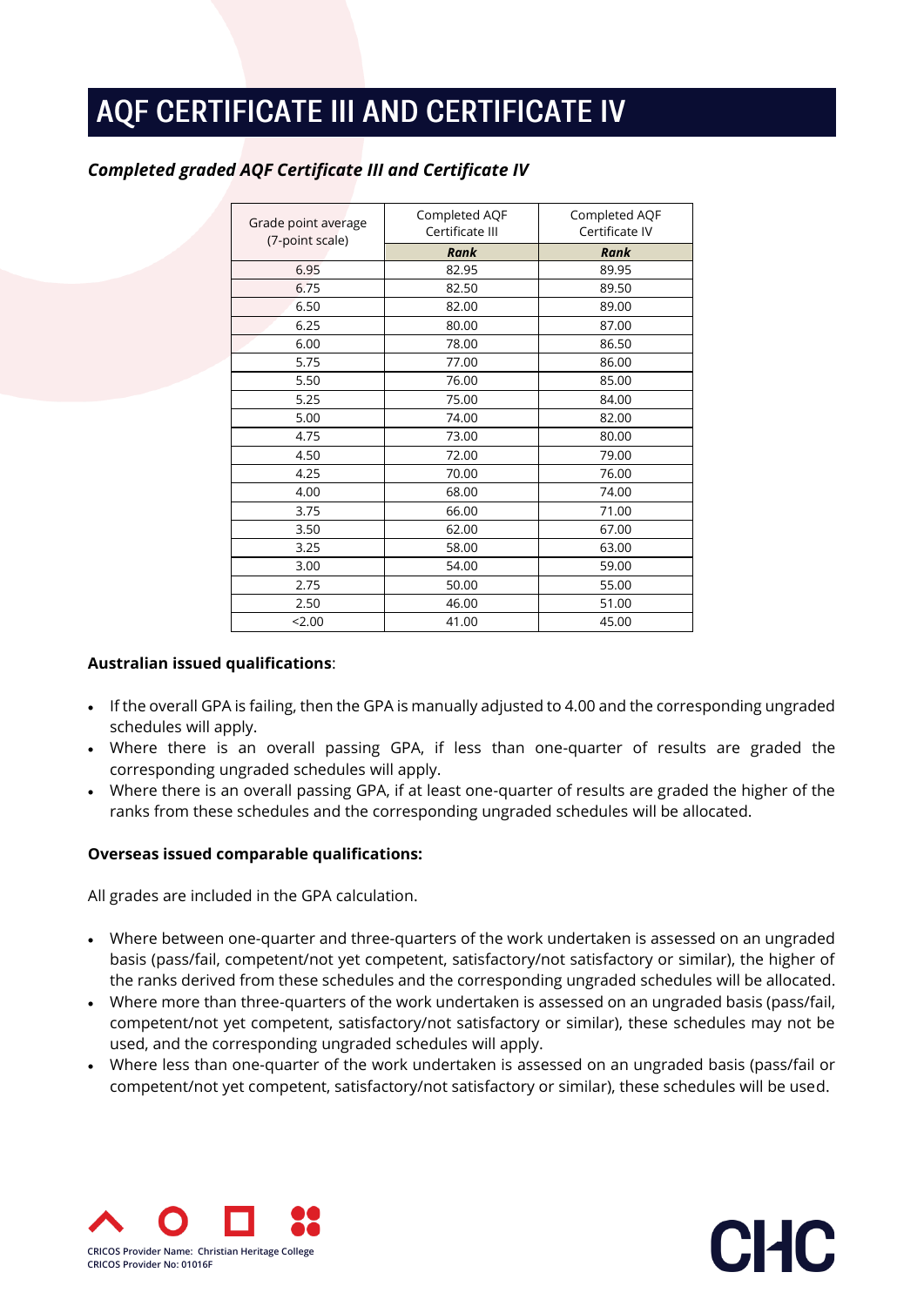# AQF CERTIFICATE III AND CERTIFICATE IV

### *Completed graded AQF Certificate III and Certificate IV*

| Grade point average (7-point scale) | Completed AQF Certificate III | Completed AQF Certificate IV |
|---|---|---|
| | ***Rank*** | ***Rank*** |
| 6.95 | 82.95 | 89.95 |
| 6.75 | 82.50 | 89.50 |
| 6.50 | 82.00 | 89.00 |
| 6.25 | 80.00 | 87.00 |
| 6.00 | 78.00 | 86.50 |
| 5.75 | 77.00 | 86.00 |
| 5.50 | 76.00 | 85.00 |
| 5.25 | 75.00 | 84.00 |
| 5.00 | 74.00 | 82.00 |
| 4.75 | 73.00 | 80.00 |
| 4.50 | 72.00 | 79.00 |
| 4.25 | 70.00 | 76.00 |
| 4.00 | 68.00 | 74.00 |
| 3.75 | 66.00 | 71.00 |
| 3.50 | 62.00 | 67.00 |
| 3.25 | 58.00 | 63.00 |
| 3.00 | 54.00 | 59.00 |
| 2.75 | 50.00 | 55.00 |
| 2.50 | 46.00 | 51.00 |
| <2.00 | 41.00 | 45.00 |

**Australian issued qualifications**:

- If the overall GPA is failing, then the GPA is manually adjusted to 4.00 and the corresponding ungraded schedules will apply.
- Where there is an overall passing GPA, if less than one-quarter of results are graded the corresponding ungraded schedules will apply.
- Where there is an overall passing GPA, if at least one-quarter of results are graded the higher of the ranks from these schedules and the corresponding ungraded schedules will be allocated.

**Overseas issued comparable qualifications:**

All grades are included in the GPA calculation.

- Where between one-quarter and three-quarters of the work undertaken is assessed on an ungraded basis (pass/fail, competent/not yet competent, satisfactory/not satisfactory or similar), the higher of the ranks derived from these schedules and the corresponding ungraded schedules will be allocated.
- Where more than three-quarters of the work undertaken is assessed on an ungraded basis (pass/fail, competent/not yet competent, satisfactory/not satisfactory or similar), these schedules may not be used, and the corresponding ungraded schedules will apply.
- Where less than one-quarter of the work undertaken is assessed on an ungraded basis (pass/fail or competent/not yet competent, satisfactory/not satisfactory or similar), these schedules will be used.

CRICOS Provider Name: Christian Heritage College
CRICOS Provider No: 01016F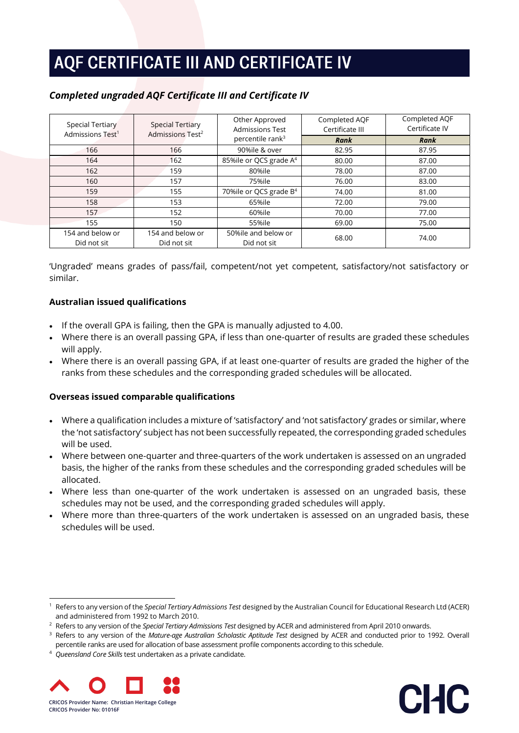# AQF CERTIFICATE III AND CERTIFICATE IV

### *Completed ungraded AQF Certificate III and Certificate IV*

| Special Tertiary Admissions Test[1] | Special Tertiary Admissions Test[2] | Other Approved Admissions Test percentile rank[3] | Completed AQF Certificate III | Completed AQF Certificate IV |
|---|---|---|---|---|
| | | | ***Rank*** | ***Rank*** |
| 166 | 166 | 90%ile & over | 82.95 | 87.95 |
| 164 | 162 | 85%ile or QCS grade A[4] | 80.00 | 87.00 |
| 162 | 159 | 80%ile | 78.00 | 87.00 |
| 160 | 157 | 75%ile | 76.00 | 83.00 |
| 159 | 155 | 70%ile or QCS grade B[4] | 74.00 | 81.00 |
| 158 | 153 | 65%ile | 72.00 | 79.00 |
| 157 | 152 | 60%ile | 70.00 | 77.00 |
| 155 | 150 | 55%ile | 69.00 | 75.00 |
| 154 and below or Did not sit | 154 and below or Did not sit | 50%ile and below or Did not sit | 68.00 | 74.00 |

'Ungraded' means grades of pass/fail, competent/not yet competent, satisfactory/not satisfactory or similar.

**Australian issued qualifications**

- If the overall GPA is failing, then the GPA is manually adjusted to 4.00.
- Where there is an overall passing GPA, if less than one-quarter of results are graded these schedules will apply.
- Where there is an overall passing GPA, if at least one-quarter of results are graded the higher of the ranks from these schedules and the corresponding graded schedules will be allocated.

**Overseas issued comparable qualifications**

- Where a qualification includes a mixture of 'satisfactory' and 'not satisfactory' grades or similar, where the 'not satisfactory' subject has not been successfully repeated, the corresponding graded schedules will be used.
- Where between one-quarter and three-quarters of the work undertaken is assessed on an ungraded basis, the higher of the ranks from these schedules and the corresponding graded schedules will be allocated.
- Where less than one-quarter of the work undertaken is assessed on an ungraded basis, these schedules may not be used, and the corresponding graded schedules will apply.
- Where more than three-quarters of the work undertaken is assessed on an ungraded basis, these schedules will be used.

[1] Refers to any version of the *Special Tertiary Admissions Test* designed by the Australian Council for Educational Research Ltd (ACER) and administered from 1992 to March 2010.

[2] Refers to any version of the *Special Tertiary Admissions Test* designed by ACER and administered from April 2010 onwards.

[3] Refers to any version of the *Mature-age Australian Scholastic Aptitude Test* designed by ACER and conducted prior to 1992. Overall percentile ranks are used for allocation of base assessment profile components according to this schedule.

[4] *Queensland Core Skills* test undertaken as a private candidate.

CRICOS Provider Name: Christian Heritage College
CRICOS Provider No: 01016F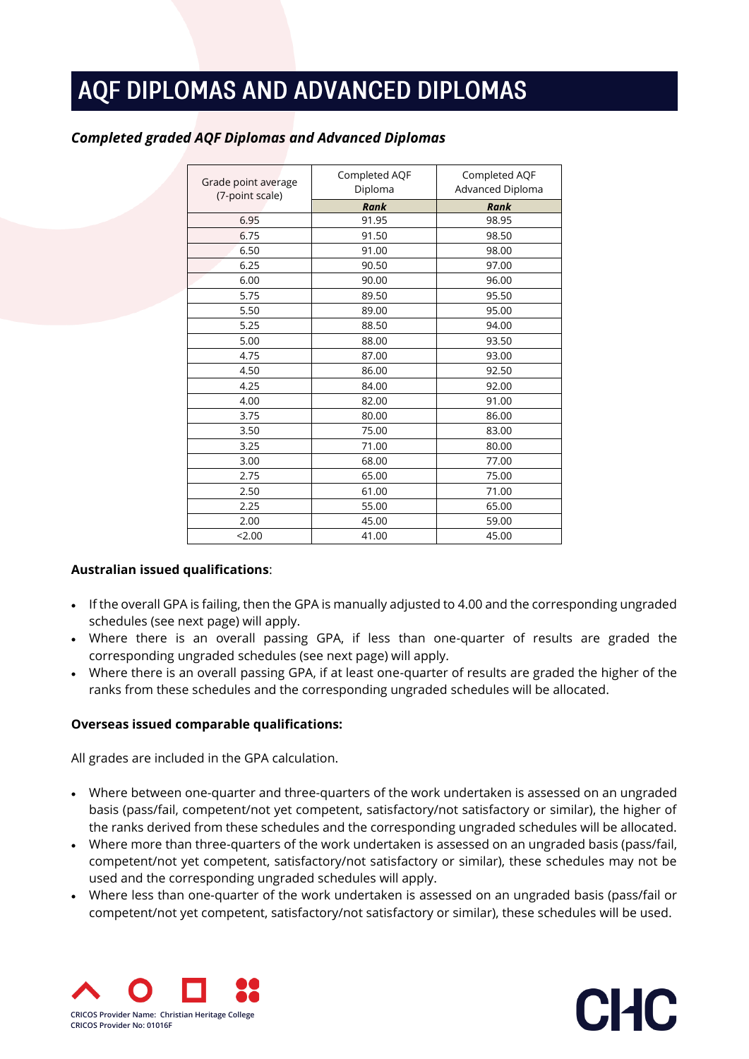# AQF DIPLOMAS AND ADVANCED DIPLOMAS

***Completed graded AQF Diplomas and Advanced Diplomas***

| Grade point average (7-point scale) | Completed AQF Diploma | Completed AQF Advanced Diploma |
|---|---|---|
| | ***Rank*** | ***Rank*** |
| 6.95 | 91.95 | 98.95 |
| 6.75 | 91.50 | 98.50 |
| 6.50 | 91.00 | 98.00 |
| 6.25 | 90.50 | 97.00 |
| 6.00 | 90.00 | 96.00 |
| 5.75 | 89.50 | 95.50 |
| 5.50 | 89.00 | 95.00 |
| 5.25 | 88.50 | 94.00 |
| 5.00 | 88.00 | 93.50 |
| 4.75 | 87.00 | 93.00 |
| 4.50 | 86.00 | 92.50 |
| 4.25 | 84.00 | 92.00 |
| 4.00 | 82.00 | 91.00 |
| 3.75 | 80.00 | 86.00 |
| 3.50 | 75.00 | 83.00 |
| 3.25 | 71.00 | 80.00 |
| 3.00 | 68.00 | 77.00 |
| 2.75 | 65.00 | 75.00 |
| 2.50 | 61.00 | 71.00 |
| 2.25 | 55.00 | 65.00 |
| 2.00 | 45.00 | 59.00 |
| <2.00 | 41.00 | 45.00 |

**Australian issued qualifications**:

- If the overall GPA is failing, then the GPA is manually adjusted to 4.00 and the corresponding ungraded schedules (see next page) will apply.
- Where there is an overall passing GPA, if less than one-quarter of results are graded the corresponding ungraded schedules (see next page) will apply.
- Where there is an overall passing GPA, if at least one-quarter of results are graded the higher of the ranks from these schedules and the corresponding ungraded schedules will be allocated.

**Overseas issued comparable qualifications:**

All grades are included in the GPA calculation.

- Where between one-quarter and three-quarters of the work undertaken is assessed on an ungraded basis (pass/fail, competent/not yet competent, satisfactory/not satisfactory or similar), the higher of the ranks derived from these schedules and the corresponding ungraded schedules will be allocated.
- Where more than three-quarters of the work undertaken is assessed on an ungraded basis (pass/fail, competent/not yet competent, satisfactory/not satisfactory or similar), these schedules may not be used and the corresponding ungraded schedules will apply.
- Where less than one-quarter of the work undertaken is assessed on an ungraded basis (pass/fail or competent/not yet competent, satisfactory/not satisfactory or similar), these schedules will be used.

CRICOS Provider Name: Christian Heritage College
CRICOS Provider No: 01016F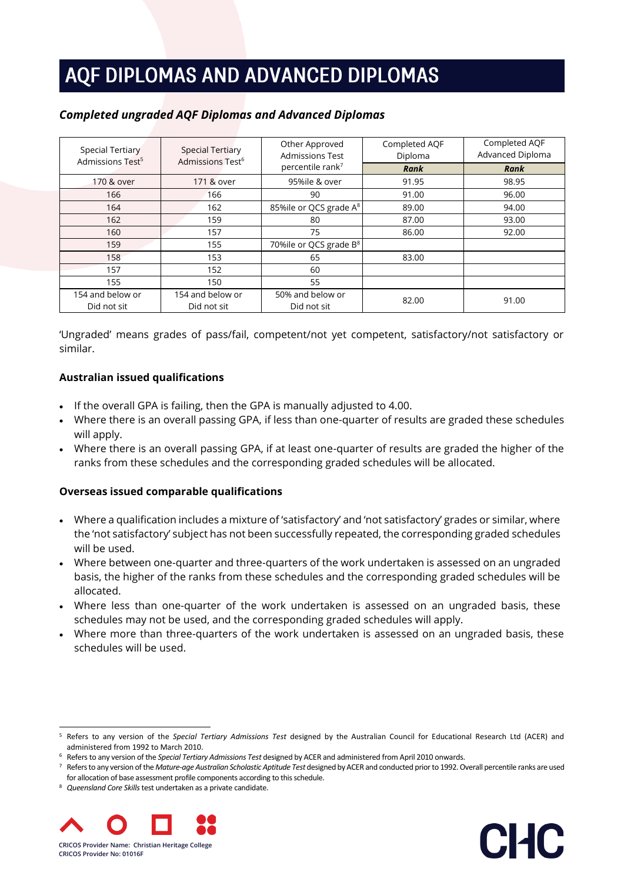# AQF DIPLOMAS AND ADVANCED DIPLOMAS

### *Completed ungraded AQF Diplomas and Advanced Diplomas*

| Special Tertiary Admissions Test[5] | Special Tertiary Admissions Test[6] | Other Approved Admissions Test percentile rank[7] | Completed AQF Diploma | Completed AQF Advanced Diploma |
|---|---|---|---|---|
| | | | **Rank** | **Rank** |
| 170 & over | 171 & over | 95%ile & over | 91.95 | 98.95 |
| 166 | 166 | 90 | 91.00 | 96.00 |
| 164 | 162 | 85%ile or QCS grade A[8] | 89.00 | 94.00 |
| 162 | 159 | 80 | 87.00 | 93.00 |
| 160 | 157 | 75 | 86.00 | 92.00 |
| 159 | 155 | 70%ile or QCS grade B[8] | | |
| 158 | 153 | 65 | 83.00 | |
| 157 | 152 | 60 | | |
| 155 | 150 | 55 | | |
| 154 and below or Did not sit | 154 and below or Did not sit | 50% and below or Did not sit | 82.00 | 91.00 |

'Ungraded' means grades of pass/fail, competent/not yet competent, satisfactory/not satisfactory or similar.

**Australian issued qualifications**

- If the overall GPA is failing, then the GPA is manually adjusted to 4.00.
- Where there is an overall passing GPA, if less than one-quarter of results are graded these schedules will apply.
- Where there is an overall passing GPA, if at least one-quarter of results are graded the higher of the ranks from these schedules and the corresponding graded schedules will be allocated.

**Overseas issued comparable qualifications**

- Where a qualification includes a mixture of 'satisfactory' and 'not satisfactory' grades or similar, where the 'not satisfactory' subject has not been successfully repeated, the corresponding graded schedules will be used.
- Where between one-quarter and three-quarters of the work undertaken is assessed on an ungraded basis, the higher of the ranks from these schedules and the corresponding graded schedules will be allocated.
- Where less than one-quarter of the work undertaken is assessed on an ungraded basis, these schedules may not be used, and the corresponding graded schedules will apply.
- Where more than three-quarters of the work undertaken is assessed on an ungraded basis, these schedules will be used.

---

[5] Refers to any version of the *Special Tertiary Admissions Test* designed by the Australian Council for Educational Research Ltd (ACER) and administered from 1992 to March 2010.

[6] Refers to any version of the *Special Tertiary Admissions Test* designed by ACER and administered from April 2010 onwards.

[7] Refers to any version of the *Mature-age Australian Scholastic Aptitude Test* designed by ACER and conducted prior to 1992. Overall percentile ranks are used for allocation of base assessment profile components according to this schedule.

[8] *Queensland Core Skills* test undertaken as a private candidate.

CRICOS Provider Name: Christian Heritage College
CRICOS Provider No: 01016F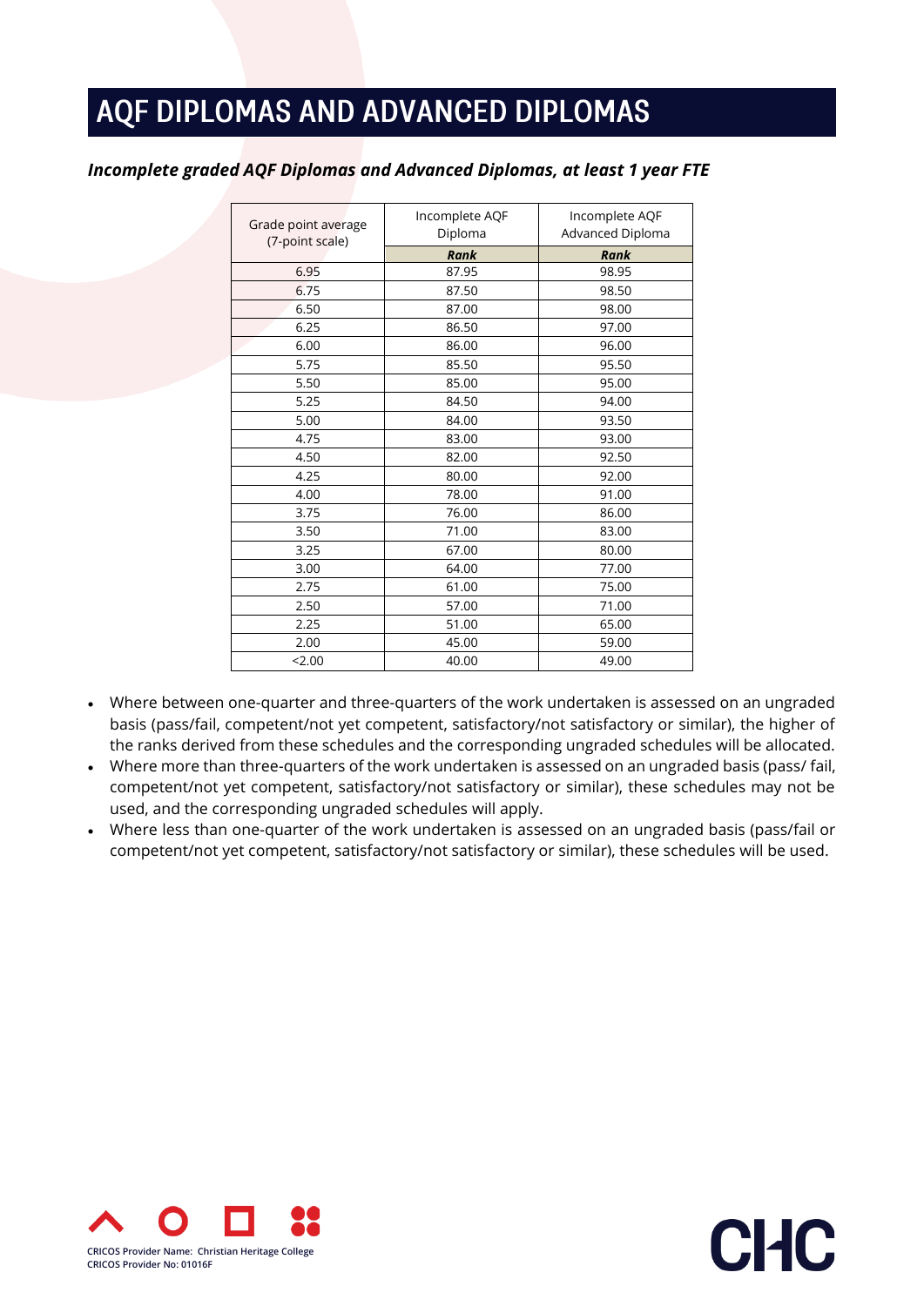# AQF DIPLOMAS AND ADVANCED DIPLOMAS

***Incomplete graded AQF Diplomas and Advanced Diplomas, at least 1 year FTE***

| Grade point average (7-point scale) | Incomplete AQF Diploma | Incomplete AQF Advanced Diploma |
|---|---|---|
| | ***Rank*** | ***Rank*** |
| 6.95 | 87.95 | 98.95 |
| 6.75 | 87.50 | 98.50 |
| 6.50 | 87.00 | 98.00 |
| 6.25 | 86.50 | 97.00 |
| 6.00 | 86.00 | 96.00 |
| 5.75 | 85.50 | 95.50 |
| 5.50 | 85.00 | 95.00 |
| 5.25 | 84.50 | 94.00 |
| 5.00 | 84.00 | 93.50 |
| 4.75 | 83.00 | 93.00 |
| 4.50 | 82.00 | 92.50 |
| 4.25 | 80.00 | 92.00 |
| 4.00 | 78.00 | 91.00 |
| 3.75 | 76.00 | 86.00 |
| 3.50 | 71.00 | 83.00 |
| 3.25 | 67.00 | 80.00 |
| 3.00 | 64.00 | 77.00 |
| 2.75 | 61.00 | 75.00 |
| 2.50 | 57.00 | 71.00 |
| 2.25 | 51.00 | 65.00 |
| 2.00 | 45.00 | 59.00 |
| <2.00 | 40.00 | 49.00 |

- Where between one-quarter and three-quarters of the work undertaken is assessed on an ungraded basis (pass/fail, competent/not yet competent, satisfactory/not satisfactory or similar), the higher of the ranks derived from these schedules and the corresponding ungraded schedules will be allocated.
- Where more than three-quarters of the work undertaken is assessed on an ungraded basis (pass/ fail, competent/not yet competent, satisfactory/not satisfactory or similar), these schedules may not be used, and the corresponding ungraded schedules will apply.
- Where less than one-quarter of the work undertaken is assessed on an ungraded basis (pass/fail or competent/not yet competent, satisfactory/not satisfactory or similar), these schedules will be used.

CRICOS Provider Name: Christian Heritage College
CRICOS Provider No: 01016F

CHC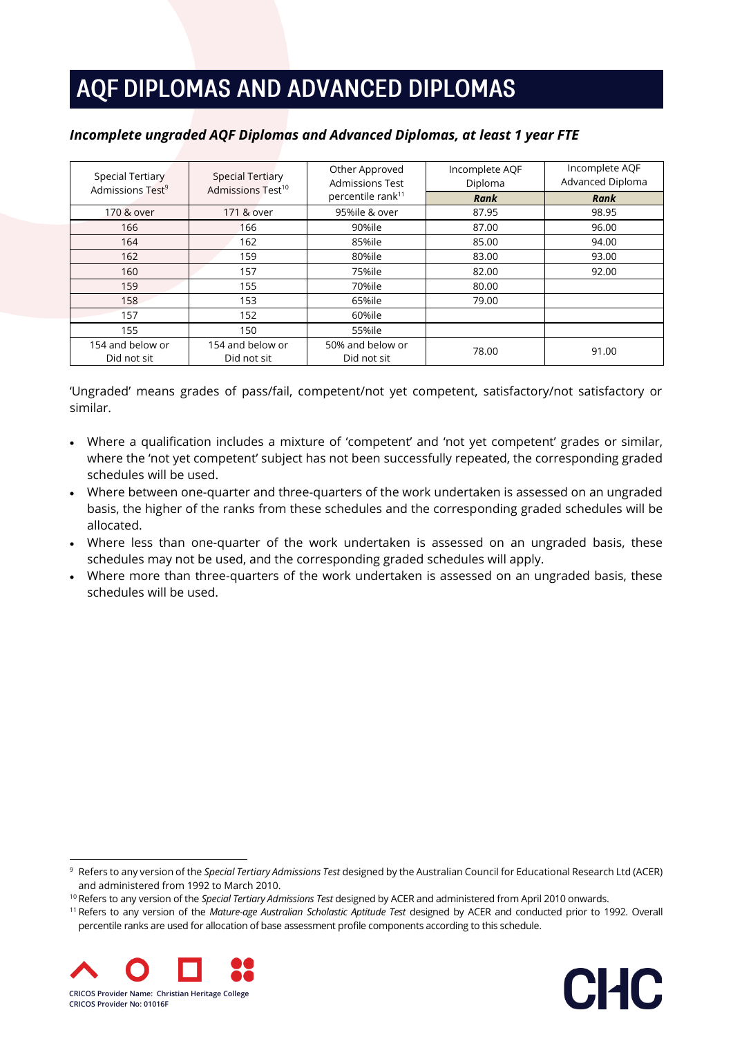# AQF DIPLOMAS AND ADVANCED DIPLOMAS

### *Incomplete ungraded AQF Diplomas and Advanced Diplomas, at least 1 year FTE*

| Special Tertiary Admissions Test[9] | Special Tertiary Admissions Test[10] | Other Approved Admissions Test percentile rank[11] | Incomplete AQF Diploma | Incomplete AQF Advanced Diploma |
|---|---|---|---|---|
| | | | ***Rank*** | ***Rank*** |
| 170 & over | 171 & over | 95%ile & over | 87.95 | 98.95 |
| 166 | 166 | 90%ile | 87.00 | 96.00 |
| 164 | 162 | 85%ile | 85.00 | 94.00 |
| 162 | 159 | 80%ile | 83.00 | 93.00 |
| 160 | 157 | 75%ile | 82.00 | 92.00 |
| 159 | 155 | 70%ile | 80.00 | |
| 158 | 153 | 65%ile | 79.00 | |
| 157 | 152 | 60%ile | | |
| 155 | 150 | 55%ile | | |
| 154 and below or Did not sit | 154 and below or Did not sit | 50% and below or Did not sit | 78.00 | 91.00 |

'Ungraded' means grades of pass/fail, competent/not yet competent, satisfactory/not satisfactory or similar.

- Where a qualification includes a mixture of 'competent' and 'not yet competent' grades or similar, where the 'not yet competent' subject has not been successfully repeated, the corresponding graded schedules will be used.
- Where between one-quarter and three-quarters of the work undertaken is assessed on an ungraded basis, the higher of the ranks from these schedules and the corresponding graded schedules will be allocated.
- Where less than one-quarter of the work undertaken is assessed on an ungraded basis, these schedules may not be used, and the corresponding graded schedules will apply.
- Where more than three-quarters of the work undertaken is assessed on an ungraded basis, these schedules will be used.

---

[9] Refers to any version of the *Special Tertiary Admissions Test* designed by the Australian Council for Educational Research Ltd (ACER) and administered from 1992 to March 2010.

[10] Refers to any version of the *Special Tertiary Admissions Test* designed by ACER and administered from April 2010 onwards.

[11] Refers to any version of the *Mature-age Australian Scholastic Aptitude Test* designed by ACER and conducted prior to 1992. Overall percentile ranks are used for allocation of base assessment profile components according to this schedule.

CRICOS Provider Name: Christian Heritage College
CRICOS Provider No: 01016F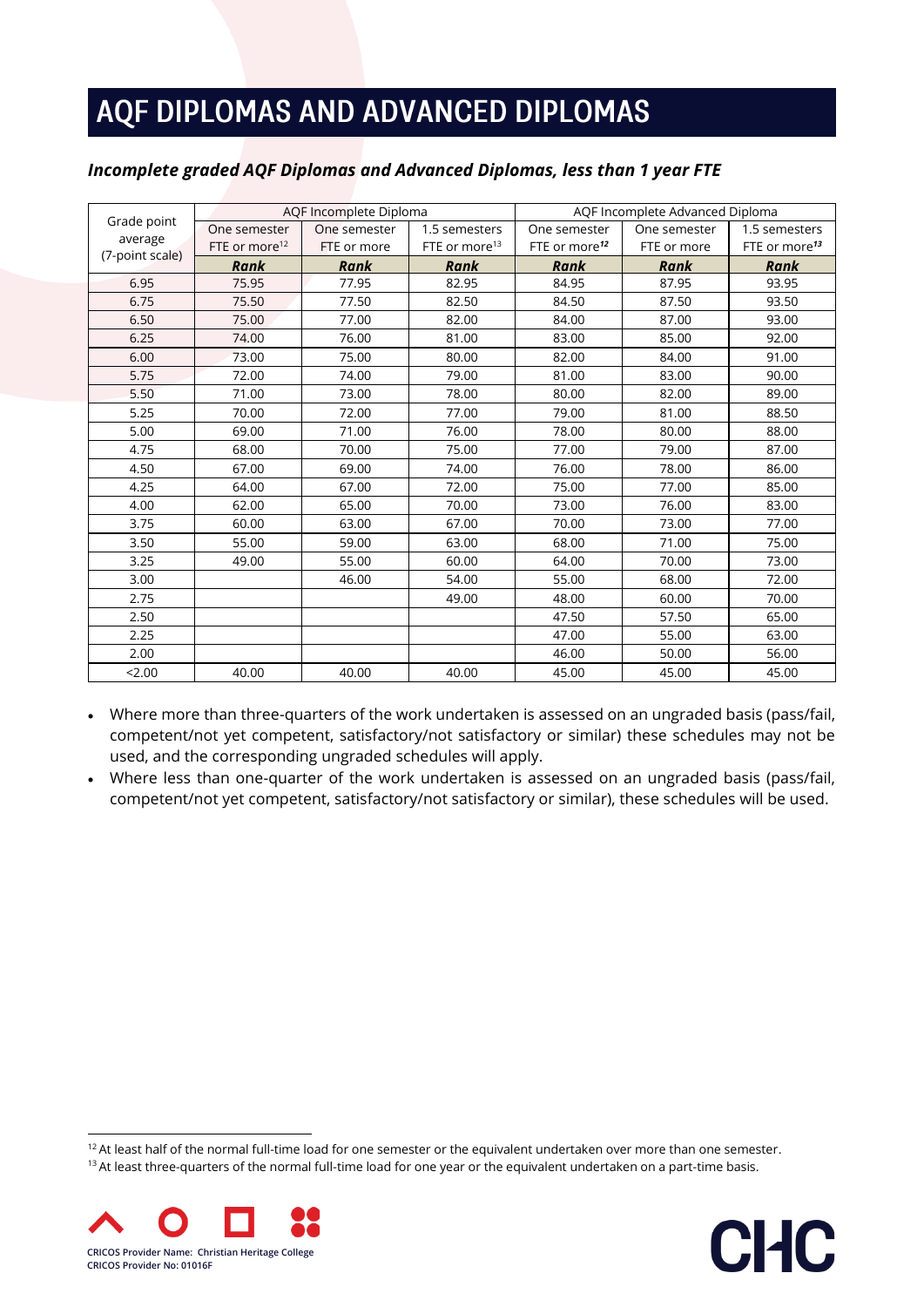# AQF DIPLOMAS AND ADVANCED DIPLOMAS

### *Incomplete graded AQF Diplomas and Advanced Diplomas, less than 1 year FTE*

| Grade point average (7-point scale) | AQF Incomplete Diploma | | | AQF Incomplete Advanced Diploma | | |
|---|---|---|---|---|---|---|
| | One semester FTE or more[12] | One semester FTE or more | 1.5 semesters FTE or more[13] | One semester FTE or more[12] | One semester FTE or more | 1.5 semesters FTE or more[13] |
| | ***Rank*** | ***Rank*** | ***Rank*** | ***Rank*** | ***Rank*** | ***Rank*** |
| 6.95 | 75.95 | 77.95 | 82.95 | 84.95 | 87.95 | 93.95 |
| 6.75 | 75.50 | 77.50 | 82.50 | 84.50 | 87.50 | 93.50 |
| 6.50 | 75.00 | 77.00 | 82.00 | 84.00 | 87.00 | 93.00 |
| 6.25 | 74.00 | 76.00 | 81.00 | 83.00 | 85.00 | 92.00 |
| 6.00 | 73.00 | 75.00 | 80.00 | 82.00 | 84.00 | 91.00 |
| 5.75 | 72.00 | 74.00 | 79.00 | 81.00 | 83.00 | 90.00 |
| 5.50 | 71.00 | 73.00 | 78.00 | 80.00 | 82.00 | 89.00 |
| 5.25 | 70.00 | 72.00 | 77.00 | 79.00 | 81.00 | 88.50 |
| 5.00 | 69.00 | 71.00 | 76.00 | 78.00 | 80.00 | 88.00 |
| 4.75 | 68.00 | 70.00 | 75.00 | 77.00 | 79.00 | 87.00 |
| 4.50 | 67.00 | 69.00 | 74.00 | 76.00 | 78.00 | 86.00 |
| 4.25 | 64.00 | 67.00 | 72.00 | 75.00 | 77.00 | 85.00 |
| 4.00 | 62.00 | 65.00 | 70.00 | 73.00 | 76.00 | 83.00 |
| 3.75 | 60.00 | 63.00 | 67.00 | 70.00 | 73.00 | 77.00 |
| 3.50 | 55.00 | 59.00 | 63.00 | 68.00 | 71.00 | 75.00 |
| 3.25 | 49.00 | 55.00 | 60.00 | 64.00 | 70.00 | 73.00 |
| 3.00 | | 46.00 | 54.00 | 55.00 | 68.00 | 72.00 |
| 2.75 | | | 49.00 | 48.00 | 60.00 | 70.00 |
| 2.50 | | | | 47.50 | 57.50 | 65.00 |
| 2.25 | | | | 47.00 | 55.00 | 63.00 |
| 2.00 | | | | 46.00 | 50.00 | 56.00 |
| <2.00 | 40.00 | 40.00 | 40.00 | 45.00 | 45.00 | 45.00 |

- Where more than three-quarters of the work undertaken is assessed on an ungraded basis (pass/fail, competent/not yet competent, satisfactory/not satisfactory or similar) these schedules may not be used, and the corresponding ungraded schedules will apply.
- Where less than one-quarter of the work undertaken is assessed on an ungraded basis (pass/fail, competent/not yet competent, satisfactory/not satisfactory or similar), these schedules will be used.

[12] At least half of the normal full-time load for one semester or the equivalent undertaken over more than one semester.

[13] At least three-quarters of the normal full-time load for one year or the equivalent undertaken on a part-time basis.

CRICOS Provider Name: Christian Heritage College
CRICOS Provider No: 01016F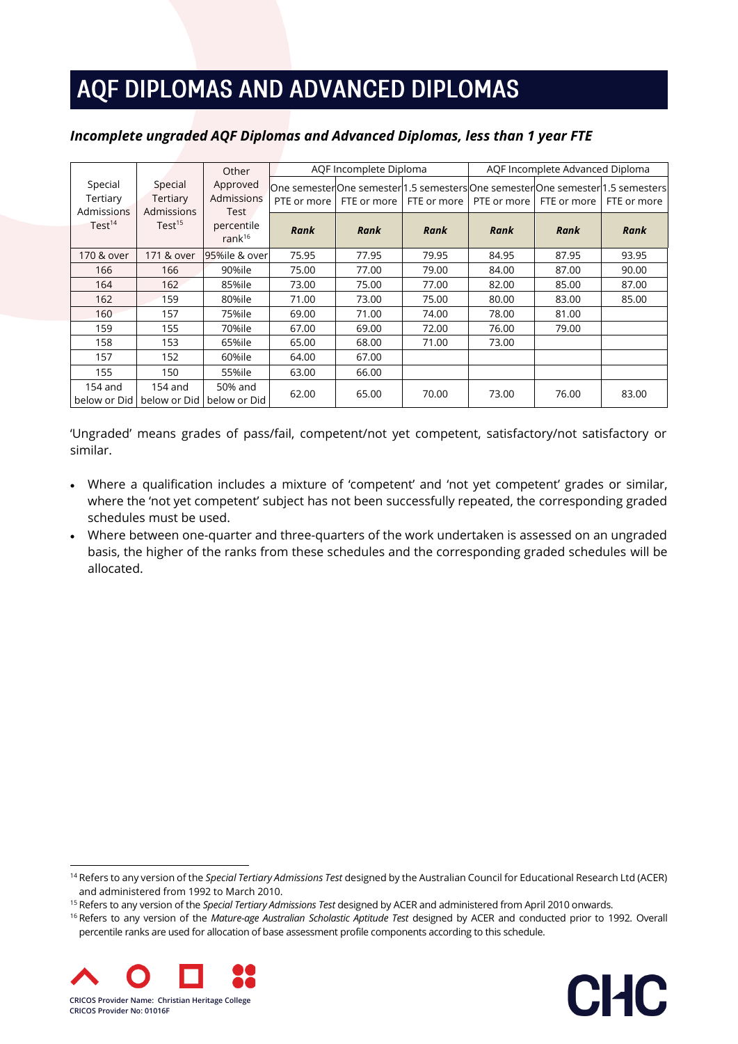# AQF DIPLOMAS AND ADVANCED DIPLOMAS

### *Incomplete ungraded AQF Diplomas and Advanced Diplomas, less than 1 year FTE*

| Special Tertiary Admissions Test[14] | Special Tertiary Admissions Test[15] | Other Approved Admissions Test percentile rank[16] | AQF Incomplete Diploma | | | AQF Incomplete Advanced Diploma | | |
|---|---|---|---|---|---|---|---|---|
| | | | One semester PTE or more | One semester FTE or more | 1.5 semesters FTE or more | One semester PTE or more | One semester FTE or more | 1.5 semesters FTE or more |
| | | | ***Rank*** | ***Rank*** | ***Rank*** | ***Rank*** | ***Rank*** | ***Rank*** |
| 170 & over | 171 & over | 95%ile & over | 75.95 | 77.95 | 79.95 | 84.95 | 87.95 | 93.95 |
| 166 | 166 | 90%ile | 75.00 | 77.00 | 79.00 | 84.00 | 87.00 | 90.00 |
| 164 | 162 | 85%ile | 73.00 | 75.00 | 77.00 | 82.00 | 85.00 | 87.00 |
| 162 | 159 | 80%ile | 71.00 | 73.00 | 75.00 | 80.00 | 83.00 | 85.00 |
| 160 | 157 | 75%ile | 69.00 | 71.00 | 74.00 | 78.00 | 81.00 | |
| 159 | 155 | 70%ile | 67.00 | 69.00 | 72.00 | 76.00 | 79.00 | |
| 158 | 153 | 65%ile | 65.00 | 68.00 | 71.00 | 73.00 | | |
| 157 | 152 | 60%ile | 64.00 | 67.00 | | | | |
| 155 | 150 | 55%ile | 63.00 | 66.00 | | | | |
| 154 and below or Did | 154 and below or Did | 50% and below or Did | 62.00 | 65.00 | 70.00 | 73.00 | 76.00 | 83.00 |

'Ungraded' means grades of pass/fail, competent/not yet competent, satisfactory/not satisfactory or similar.

- Where a qualification includes a mixture of 'competent' and 'not yet competent' grades or similar, where the 'not yet competent' subject has not been successfully repeated, the corresponding graded schedules must be used.
- Where between one-quarter and three-quarters of the work undertaken is assessed on an ungraded basis, the higher of the ranks from these schedules and the corresponding graded schedules will be allocated.

[14] Refers to any version of the *Special Tertiary Admissions Test* designed by the Australian Council for Educational Research Ltd (ACER) and administered from 1992 to March 2010.

[15] Refers to any version of the *Special Tertiary Admissions Test* designed by ACER and administered from April 2010 onwards.

[16] Refers to any version of the *Mature-age Australian Scholastic Aptitude Test* designed by ACER and conducted prior to 1992. Overall percentile ranks are used for allocation of base assessment profile components according to this schedule.

CRICOS Provider Name: Christian Heritage College
CRICOS Provider No: 01016F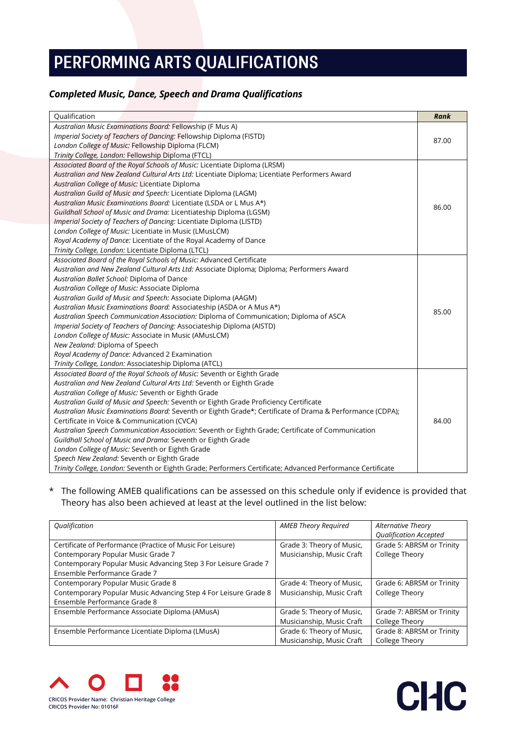# PERFORMING ARTS QUALIFICATIONS

### *Completed Music, Dance, Speech and Drama Qualifications*

| Qualification | ***Rank*** |
|---|---|
| *Australian Music Examinations Board:* Fellowship (F Mus A)<br>*Imperial Society of Teachers of Dancing:* Fellowship Diploma (FISTD)<br>*London College of Music:* Fellowship Diploma (FLCM)<br>*Trinity College, London:* Fellowship Diploma (FTCL) | 87.00 |
| *Associated Board of the Royal Schools of Music:* Licentiate Diploma (LRSM)<br>*Australian and New Zealand Cultural Arts Ltd:* Licentiate Diploma; Licentiate Performers Award<br>*Australian College of Music:* Licentiate Diploma<br>*Australian Guild of Music and Speech:* Licentiate Diploma (LAGM)<br>*Australian Music Examinations Board:* Licentiate (LSDA or L Mus A*)<br>*Guildhall School of Music and Drama:* Licentiateship Diploma (LGSM)<br>*Imperial Society of Teachers of Dancing:* Licentiate Diploma (LISTD)<br>*London College of Music:* Licentiate in Music (LMusLCM)<br>*Royal Academy of Dance:* Licentiate of the Royal Academy of Dance<br>*Trinity College, London:* Licentiate Diploma (LTCL) | 86.00 |
| *Associated Board of the Royal Schools of Music:* Advanced Certificate<br>*Australian and New Zealand Cultural Arts Ltd:* Associate Diploma; Diploma; Performers Award<br>*Australian Ballet School:* Diploma of Dance<br>*Australian College of Music:* Associate Diploma<br>*Australian Guild of Music and Speech:* Associate Diploma (AAGM)<br>*Australian Music Examinations Board:* Associateship (ASDA or A Mus A*)<br>*Australian Speech Communication Association:* Diploma of Communication; Diploma of ASCA<br>*Imperial Society of Teachers of Dancing:* Associateship Diploma (AISTD)<br>*London College of Music:* Associate in Music (AMusLCM)<br>*New Zealand:* Diploma of Speech<br>*Royal Academy of Dance:* Advanced 2 Examination<br>*Trinity College, London:* Associateship Diploma (ATCL) | 85.00 |
| *Associated Board of the Royal Schools of Music:* Seventh or Eighth Grade<br>*Australian and New Zealand Cultural Arts Ltd:* Seventh or Eighth Grade<br>*Australian College of Music:* Seventh or Eighth Grade<br>*Australian Guild of Music and Speech:* Seventh or Eighth Grade Proficiency Certificate<br>*Australian Music Examinations Board:* Seventh or Eighth Grade*; Certificate of Drama & Performance (CDPA); Certificate in Voice & Communication (CVCA)<br>*Australian Speech Communication Association:* Seventh or Eighth Grade; Certificate of Communication<br>*Guildhall School of Music and Drama:* Seventh or Eighth Grade<br>*London College of Music:* Seventh or Eighth Grade<br>*Speech New Zealand:* Seventh or Eighth Grade<br>*Trinity College, London:* Seventh or Eighth Grade; Performers Certificate; Advanced Performance Certificate | 84.00 |

\* The following AMEB qualifications can be assessed on this schedule only if evidence is provided that Theory has also been achieved at least at the level outlined in the list below:

| *Qualification* | *AMEB Theory Required* | *Alternative Theory Qualification Accepted* |
|---|---|---|
| Certificate of Performance (Practice of Music For Leisure)<br>Contemporary Popular Music Grade 7<br>Contemporary Popular Music Advancing Step 3 For Leisure Grade 7<br>Ensemble Performance Grade 7 | Grade 3: Theory of Music, Musicianship, Music Craft | Grade 5: ABRSM or Trinity College Theory |
| Contemporary Popular Music Grade 8<br>Contemporary Popular Music Advancing Step 4 For Leisure Grade 8<br>Ensemble Performance Grade 8 | Grade 4: Theory of Music, Musicianship, Music Craft | Grade 6: ABRSM or Trinity College Theory |
| Ensemble Performance Associate Diploma (AMusA) | Grade 5: Theory of Music, Musicianship, Music Craft | Grade 7: ABRSM or Trinity College Theory |
| Ensemble Performance Licentiate Diploma (LMusA) | Grade 6: Theory of Music, Musicianship, Music Craft | Grade 8: ABRSM or Trinity College Theory |

CRICOS Provider Name: Christian Heritage College
CRICOS Provider No: 01016F